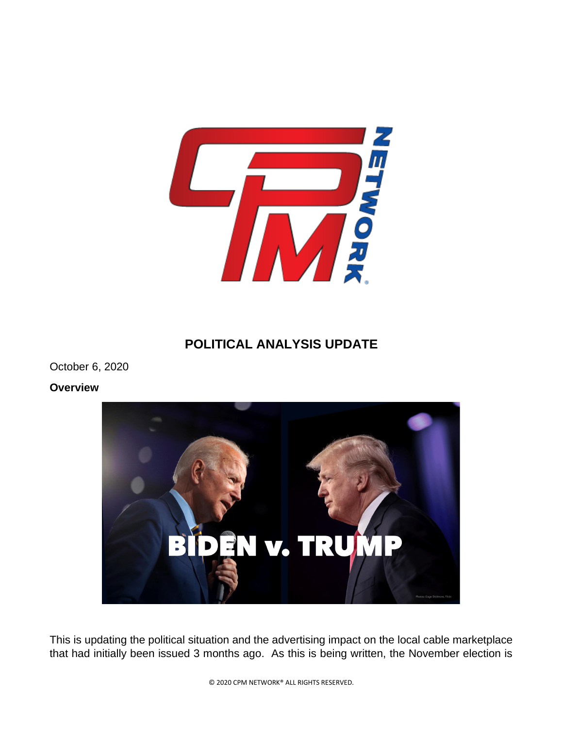# POLITICAL ANALYSIS UPDATE

October 6, 2020

**Overview**

This is updating the political situation and the advertising impact on the local cable marketplace that had initially been issued 3 months ago. As this is being written, the November election is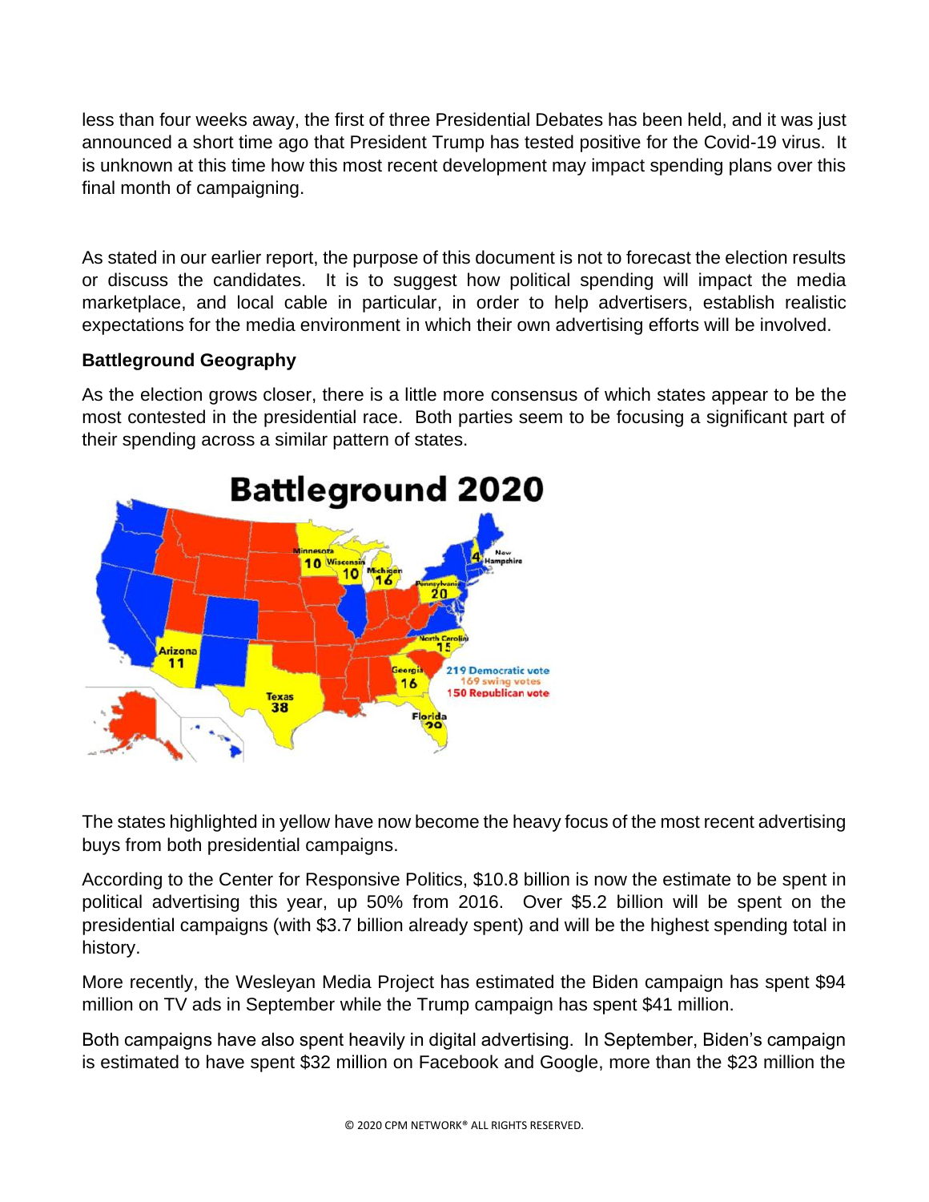less than four weeks away, the first of three Presidential Debates has been held, and it was just announced a short time ago that President Trump has tested positive for the Covid-19 virus. It is unknown at this time how this most recent development may impact spending plans over this final month of campaigning.

As stated in our earlier report, the purpose of this document is not to forecast the election results or discuss the candidates. It is to suggest how political spending will impact the media marketplace, and local cable in particular, in order to help advertisers, establish realistic expectations for the media environment in which their own advertising efforts will be involved.

**Battleground Geography**

As the election grows closer, there is a little more consensus of which states appear to be the most contested in the presidential race. Both parties seem to be focusing a significant part of their spending across a similar pattern of states.

The states highlighted in yellow have now become the heavy focus of the most recent advertising buys from both presidential campaigns.

According to the Center for Responsive Politics, $10.8 billion is now the estimate to be spent in political advertising this year, up 50% from 2016. Over $5.2 billion will be spent on the presidential campaigns (with $3.7 billion already spent) and will be the highest spending total in history.

More recently, the Wesleyan Media Project has estimated the Biden campaign has spent $94 million on TV ads in September while the Trump campaign has spent $41 million.

Both campaigns have also spent heavily in digital advertising. In September, Biden's campaign is estimated to have spent $32 million on Facebook and Google, more than the $23 million the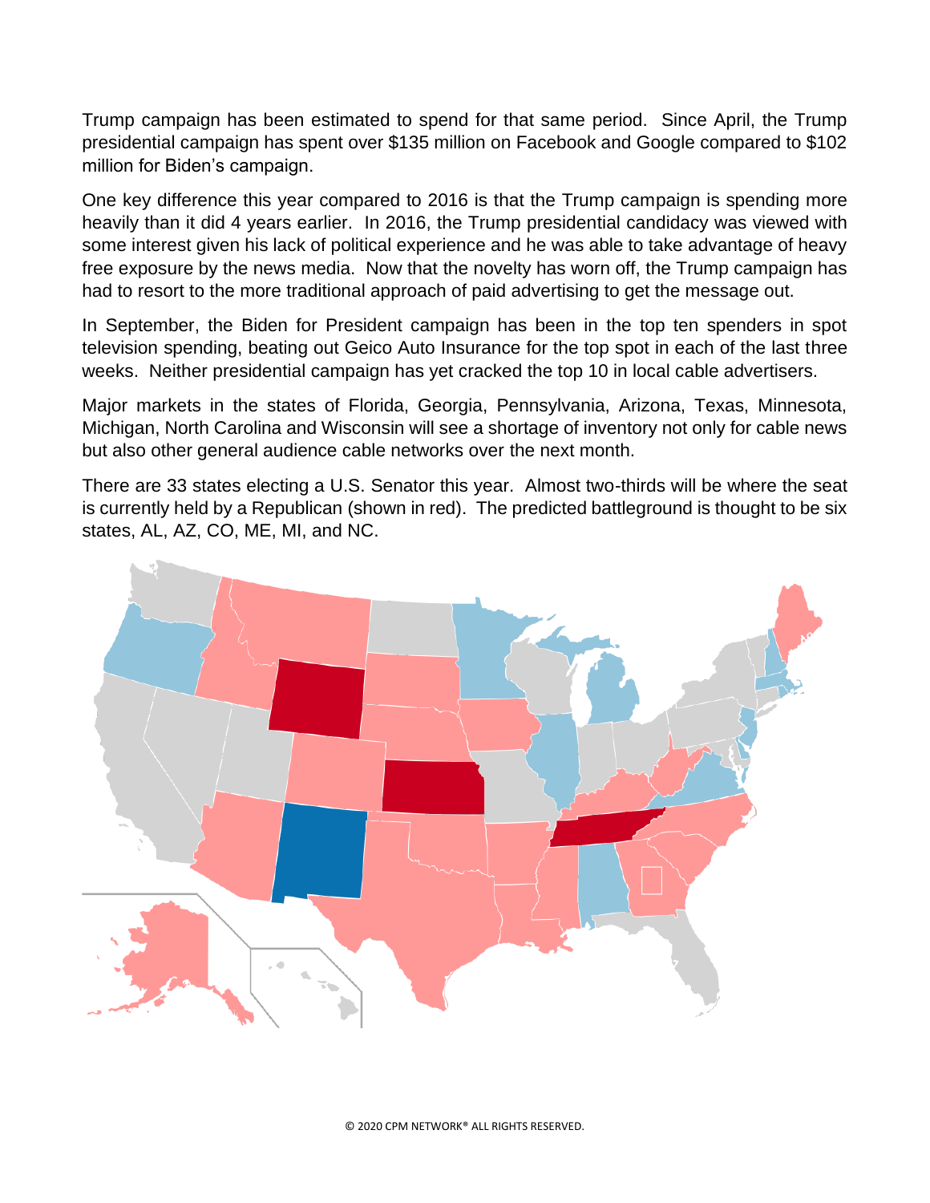Trump campaign has been estimated to spend for that same period. Since April, the Trump presidential campaign has spent over $135 million on Facebook and Google compared to $102 million for Biden's campaign.

One key difference this year compared to 2016 is that the Trump campaign is spending more heavily than it did 4 years earlier. In 2016, the Trump presidential candidacy was viewed with some interest given his lack of political experience and he was able to take advantage of heavy free exposure by the news media. Now that the novelty has worn off, the Trump campaign has had to resort to the more traditional approach of paid advertising to get the message out.

In September, the Biden for President campaign has been in the top ten spenders in spot television spending, beating out Geico Auto Insurance for the top spot in each of the last three weeks. Neither presidential campaign has yet cracked the top 10 in local cable advertisers.

Major markets in the states of Florida, Georgia, Pennsylvania, Arizona, Texas, Minnesota, Michigan, North Carolina and Wisconsin will see a shortage of inventory not only for cable news but also other general audience cable networks over the next month.

There are 33 states electing a U.S. Senator this year. Almost two-thirds will be where the seat is currently held by a Republican (shown in red). The predicted battleground is thought to be six states, AL, AZ, CO, ME, MI, and NC.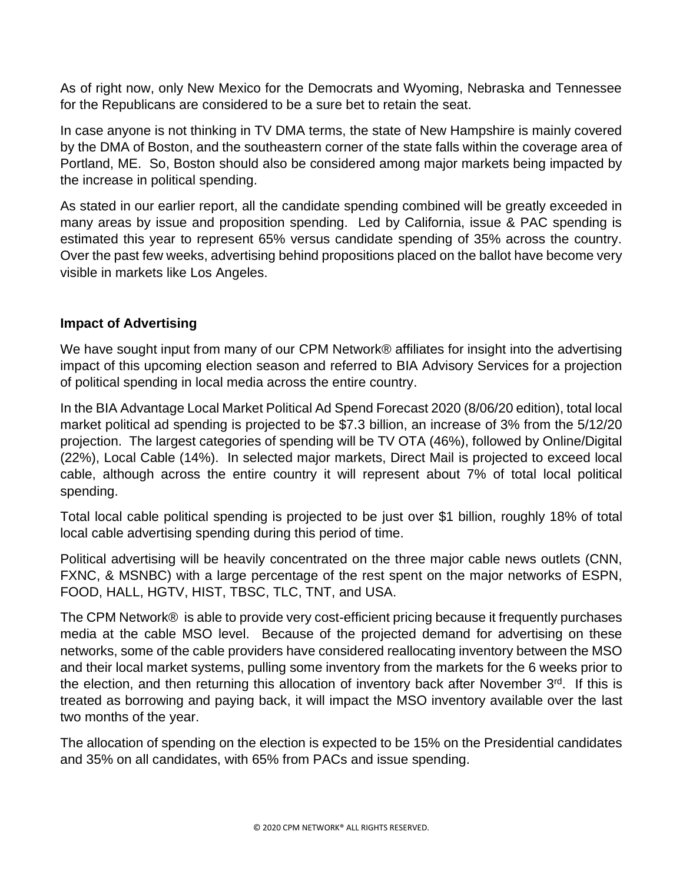As of right now, only New Mexico for the Democrats and Wyoming, Nebraska and Tennessee for the Republicans are considered to be a sure bet to retain the seat.

In case anyone is not thinking in TV DMA terms, the state of New Hampshire is mainly covered by the DMA of Boston, and the southeastern corner of the state falls within the coverage area of Portland, ME. So, Boston should also be considered among major markets being impacted by the increase in political spending.

As stated in our earlier report, all the candidate spending combined will be greatly exceeded in many areas by issue and proposition spending. Led by California, issue & PAC spending is estimated this year to represent 65% versus candidate spending of 35% across the country. Over the past few weeks, advertising behind propositions placed on the ballot have become very visible in markets like Los Angeles.

## Impact of Advertising

We have sought input from many of our CPM Network® affiliates for insight into the advertising impact of this upcoming election season and referred to BIA Advisory Services for a projection of political spending in local media across the entire country.

In the BIA Advantage Local Market Political Ad Spend Forecast 2020 (8/06/20 edition), total local market political ad spending is projected to be $7.3 billion, an increase of 3% from the 5/12/20 projection. The largest categories of spending will be TV OTA (46%), followed by Online/Digital (22%), Local Cable (14%). In selected major markets, Direct Mail is projected to exceed local cable, although across the entire country it will represent about 7% of total local political spending.

Total local cable political spending is projected to be just over $1 billion, roughly 18% of total local cable advertising spending during this period of time.

Political advertising will be heavily concentrated on the three major cable news outlets (CNN, FXNC, & MSNBC) with a large percentage of the rest spent on the major networks of ESPN, FOOD, HALL, HGTV, HIST, TBSC, TLC, TNT, and USA.

The CPM Network® is able to provide very cost-efficient pricing because it frequently purchases media at the cable MSO level. Because of the projected demand for advertising on these networks, some of the cable providers have considered reallocating inventory between the MSO and their local market systems, pulling some inventory from the markets for the 6 weeks prior to the election, and then returning this allocation of inventory back after November 3rd. If this is treated as borrowing and paying back, it will impact the MSO inventory available over the last two months of the year.

The allocation of spending on the election is expected to be 15% on the Presidential candidates and 35% on all candidates, with 65% from PACs and issue spending.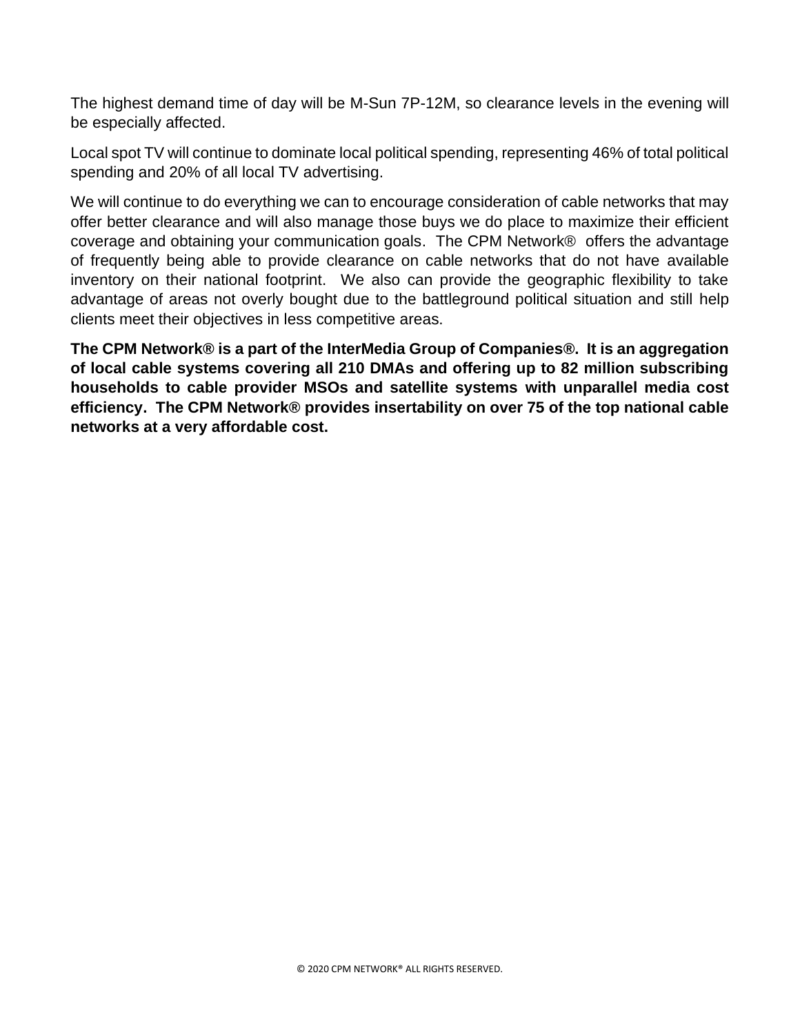The highest demand time of day will be M-Sun 7P-12M, so clearance levels in the evening will be especially affected.

Local spot TV will continue to dominate local political spending, representing 46% of total political spending and 20% of all local TV advertising.

We will continue to do everything we can to encourage consideration of cable networks that may offer better clearance and will also manage those buys we do place to maximize their efficient coverage and obtaining your communication goals. The CPM Network® offers the advantage of frequently being able to provide clearance on cable networks that do not have available inventory on their national footprint. We also can provide the geographic flexibility to take advantage of areas not overly bought due to the battleground political situation and still help clients meet their objectives in less competitive areas.

**The CPM Network® is a part of the InterMedia Group of Companies®. It is an aggregation of local cable systems covering all 210 DMAs and offering up to 82 million subscribing households to cable provider MSOs and satellite systems with unparallel media cost efficiency. The CPM Network® provides insertability on over 75 of the top national cable networks at a very affordable cost.**

© 2020 CPM NETWORK® ALL RIGHTS RESERVED.